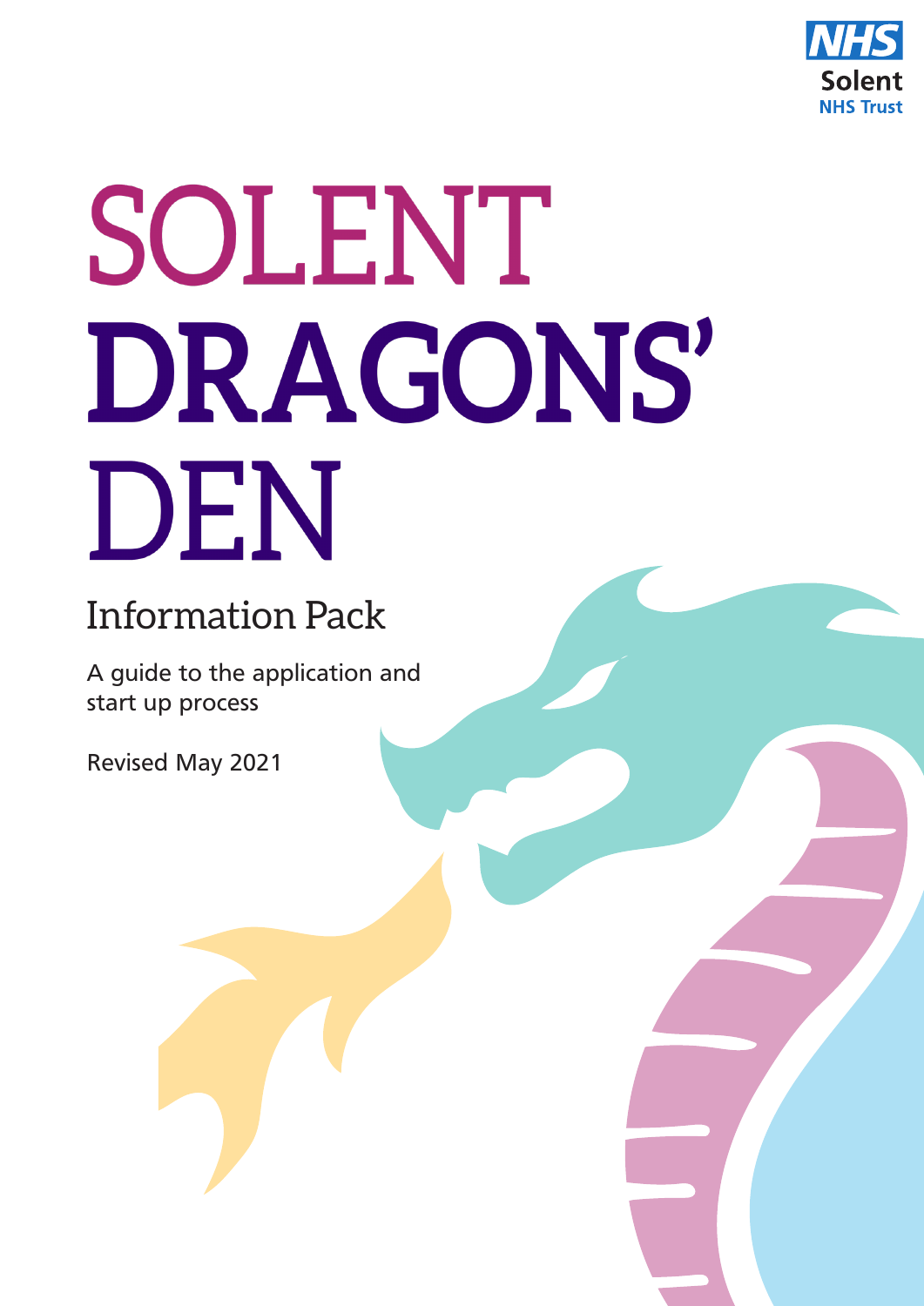NHS Solent NHS Trust

# SOLENT DRAGONS' DEN

## Information Pack

A guide to the application and start up process

Revised May 2021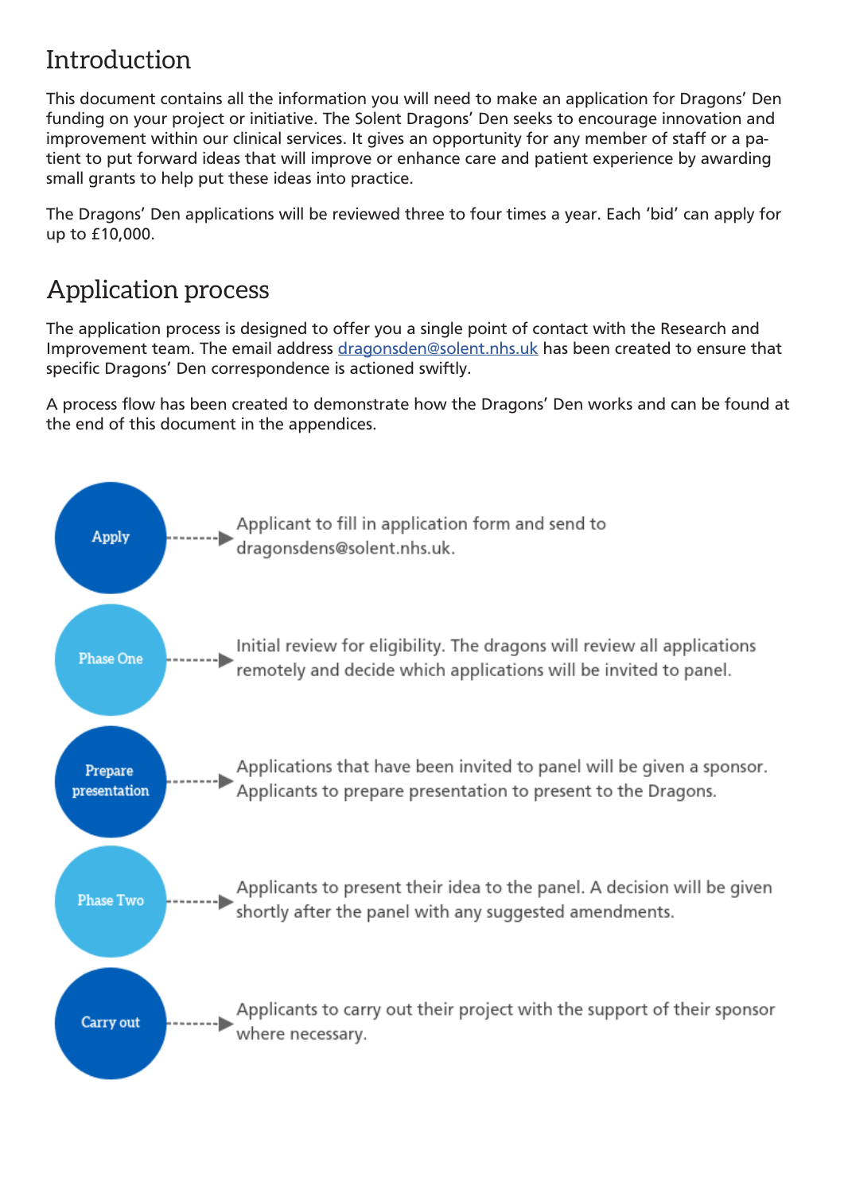## Introduction

This document contains all the information you will need to make an application for Dragons' Den funding on your project or initiative. The Solent Dragons' Den seeks to encourage innovation and improvement within our clinical services. It gives an opportunity for any member of staff or a patient to put forward ideas that will improve or enhance care and patient experience by awarding small grants to help put these ideas into practice.

The Dragons' Den applications will be reviewed three to four times a year. Each 'bid' can apply for up to £10,000.

## Application process

The application process is designed to offer you a single point of contact with the Research and Improvement team. The email address [dragonsden@solent.nhs.uk](mailto:dragonsden@solent.nhs.uk) has been created to ensure that specific Dragons' Den correspondence is actioned swiftly.

A process flow has been created to demonstrate how the Dragons' Den works and can be found at the end of this document in the appendices.

- **Apply** → Applicant to fill in application form and send to dragonsdens@solent.nhs.uk.
- **Phase One** → Initial review for eligibility. The dragons will review all applications remotely and decide which applications will be invited to panel.
- **Prepare presentation** → Applications that have been invited to panel will be given a sponsor. Applicants to prepare presentation to present to the Dragons.
- **Phase Two** → Applicants to present their idea to the panel. A decision will be given shortly after the panel with any suggested amendments.
- **Carry out** → Applicants to carry out their project with the support of their sponsor where necessary.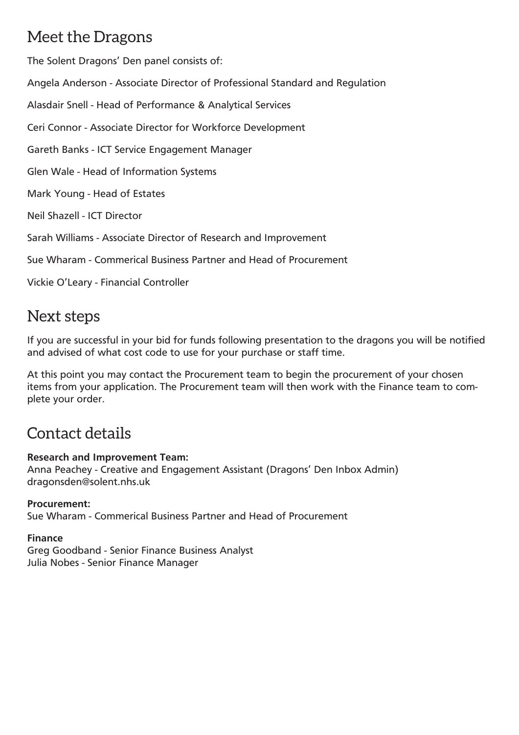## Meet the Dragons

The Solent Dragons' Den panel consists of:

Angela Anderson - Associate Director of Professional Standard and Regulation

Alasdair Snell - Head of Performance & Analytical Services

Ceri Connor - Associate Director for Workforce Development

Gareth Banks - ICT Service Engagement Manager

Glen Wale - Head of Information Systems

Mark Young - Head of Estates

Neil Shazell - ICT Director

Sarah Williams - Associate Director of Research and Improvement

Sue Wharam - Commerical Business Partner and Head of Procurement

Vickie O'Leary - Financial Controller

## Next steps

If you are successful in your bid for funds following presentation to the dragons you will be notified and advised of what cost code to use for your purchase or staff time.

At this point you may contact the Procurement team to begin the procurement of your chosen items from your application. The Procurement team will then work with the Finance team to complete your order.

## Contact details

**Research and Improvement Team:**
Anna Peachey - Creative and Engagement Assistant (Dragons' Den Inbox Admin)
dragonsden@solent.nhs.uk

**Procurement:**
Sue Wharam - Commerical Business Partner and Head of Procurement

**Finance**
Greg Goodband - Senior Finance Business Analyst
Julia Nobes - Senior Finance Manager